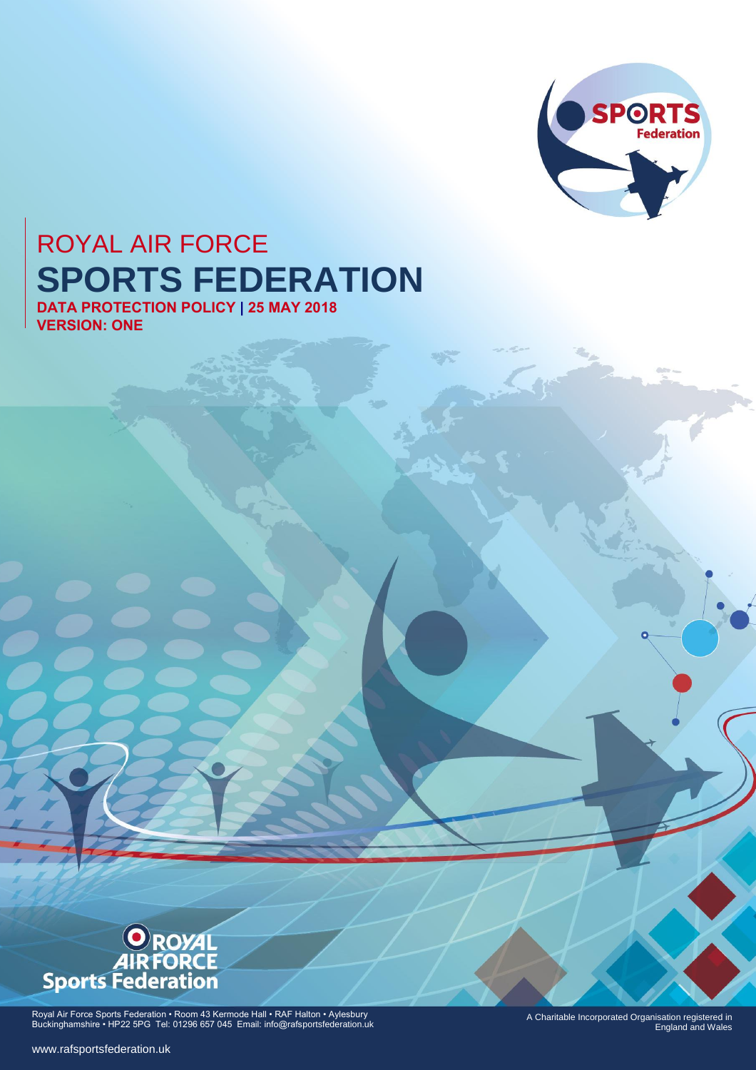# ROYAL AIR FORCE

# SPORTS FEDERATION

**DATA PROTECTION POLICY | 25 MAY 2018**

**VERSION: ONE**

Royal Air Force Sports Federation • Room 43 Kermode Hall • RAF Halton • Aylesbury Buckinghamshire • HP22 5PG Tel: 01296 657 045 Email: info@rafsportsfederation.uk

A Charitable Incorporated Organisation registered in England and Wales

www.rafsportsfederation.uk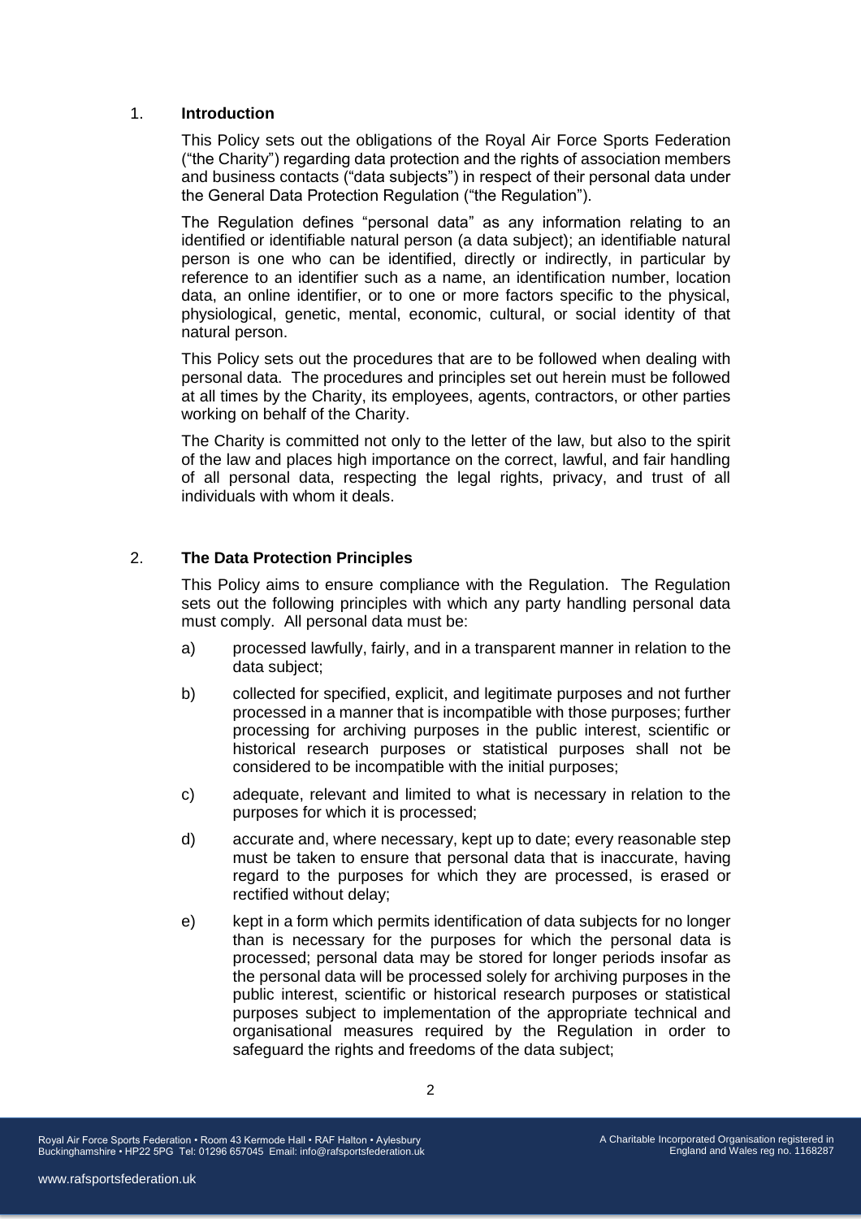## 1. Introduction

This Policy sets out the obligations of the Royal Air Force Sports Federation ("the Charity") regarding data protection and the rights of association members and business contacts ("data subjects") in respect of their personal data under the General Data Protection Regulation ("the Regulation").

The Regulation defines "personal data" as any information relating to an identified or identifiable natural person (a data subject); an identifiable natural person is one who can be identified, directly or indirectly, in particular by reference to an identifier such as a name, an identification number, location data, an online identifier, or to one or more factors specific to the physical, physiological, genetic, mental, economic, cultural, or social identity of that natural person.

This Policy sets out the procedures that are to be followed when dealing with personal data. The procedures and principles set out herein must be followed at all times by the Charity, its employees, agents, contractors, or other parties working on behalf of the Charity.

The Charity is committed not only to the letter of the law, but also to the spirit of the law and places high importance on the correct, lawful, and fair handling of all personal data, respecting the legal rights, privacy, and trust of all individuals with whom it deals.

## 2. The Data Protection Principles

This Policy aims to ensure compliance with the Regulation. The Regulation sets out the following principles with which any party handling personal data must comply. All personal data must be:

a) processed lawfully, fairly, and in a transparent manner in relation to the data subject;

b) collected for specified, explicit, and legitimate purposes and not further processed in a manner that is incompatible with those purposes; further processing for archiving purposes in the public interest, scientific or historical research purposes or statistical purposes shall not be considered to be incompatible with the initial purposes;

c) adequate, relevant and limited to what is necessary in relation to the purposes for which it is processed;

d) accurate and, where necessary, kept up to date; every reasonable step must be taken to ensure that personal data that is inaccurate, having regard to the purposes for which they are processed, is erased or rectified without delay;

e) kept in a form which permits identification of data subjects for no longer than is necessary for the purposes for which the personal data is processed; personal data may be stored for longer periods insofar as the personal data will be processed solely for archiving purposes in the public interest, scientific or historical research purposes or statistical purposes subject to implementation of the appropriate technical and organisational measures required by the Regulation in order to safeguard the rights and freedoms of the data subject;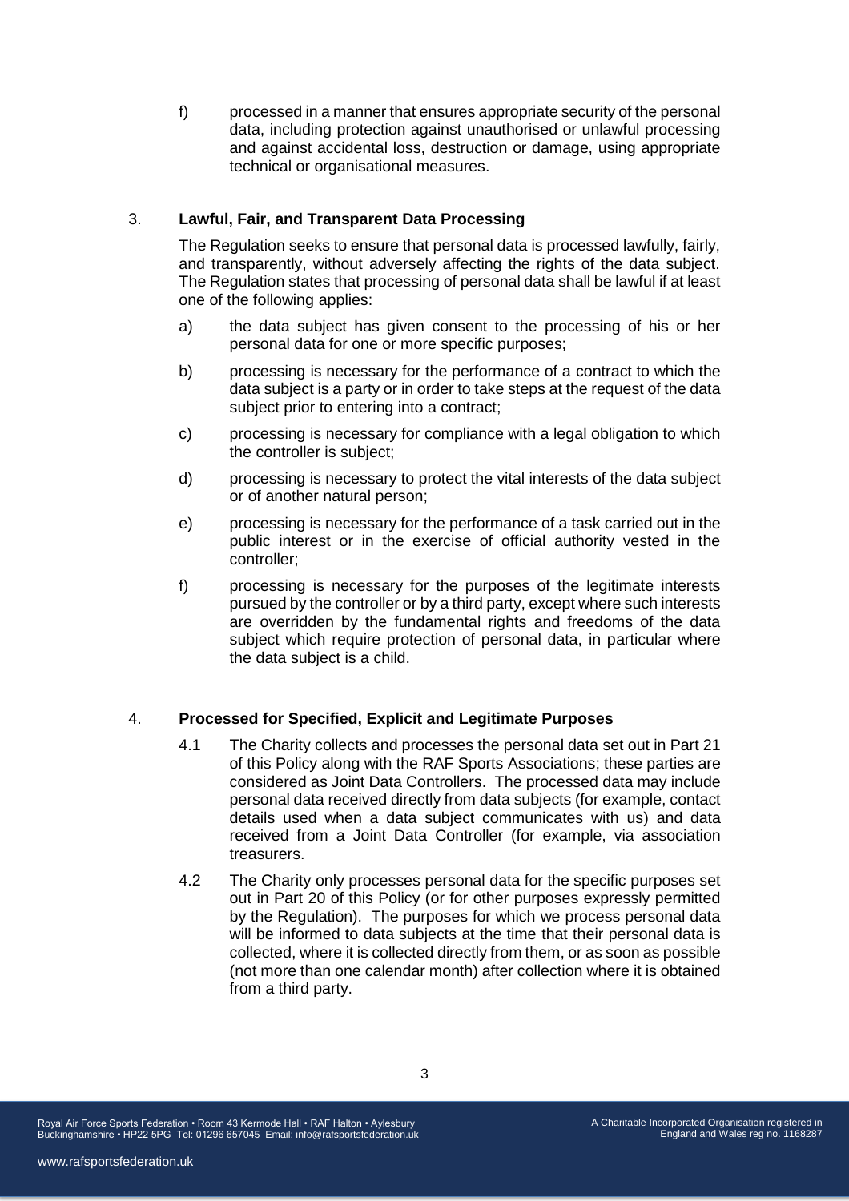f) processed in a manner that ensures appropriate security of the personal data, including protection against unauthorised or unlawful processing and against accidental loss, destruction or damage, using appropriate technical or organisational measures.

## 3. Lawful, Fair, and Transparent Data Processing

The Regulation seeks to ensure that personal data is processed lawfully, fairly, and transparently, without adversely affecting the rights of the data subject. The Regulation states that processing of personal data shall be lawful if at least one of the following applies:

a) the data subject has given consent to the processing of his or her personal data for one or more specific purposes;

b) processing is necessary for the performance of a contract to which the data subject is a party or in order to take steps at the request of the data subject prior to entering into a contract;

c) processing is necessary for compliance with a legal obligation to which the controller is subject;

d) processing is necessary to protect the vital interests of the data subject or of another natural person;

e) processing is necessary for the performance of a task carried out in the public interest or in the exercise of official authority vested in the controller;

f) processing is necessary for the purposes of the legitimate interests pursued by the controller or by a third party, except where such interests are overridden by the fundamental rights and freedoms of the data subject which require protection of personal data, in particular where the data subject is a child.

## 4. Processed for Specified, Explicit and Legitimate Purposes

4.1 The Charity collects and processes the personal data set out in Part 21 of this Policy along with the RAF Sports Associations; these parties are considered as Joint Data Controllers. The processed data may include personal data received directly from data subjects (for example, contact details used when a data subject communicates with us) and data received from a Joint Data Controller (for example, via association treasurers.

4.2 The Charity only processes personal data for the specific purposes set out in Part 20 of this Policy (or for other purposes expressly permitted by the Regulation). The purposes for which we process personal data will be informed to data subjects at the time that their personal data is collected, where it is collected directly from them, or as soon as possible (not more than one calendar month) after collection where it is obtained from a third party.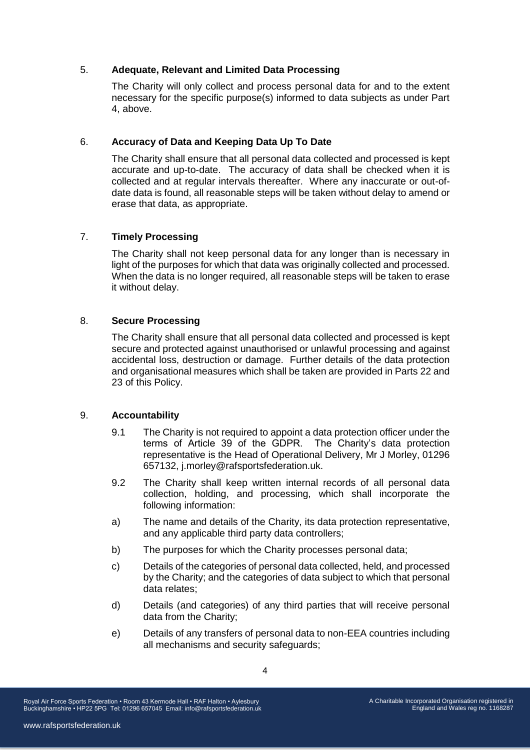## 5. Adequate, Relevant and Limited Data Processing

The Charity will only collect and process personal data for and to the extent necessary for the specific purpose(s) informed to data subjects as under Part 4, above.

## 6. Accuracy of Data and Keeping Data Up To Date

The Charity shall ensure that all personal data collected and processed is kept accurate and up-to-date. The accuracy of data shall be checked when it is collected and at regular intervals thereafter. Where any inaccurate or out-of-date data is found, all reasonable steps will be taken without delay to amend or erase that data, as appropriate.

## 7. Timely Processing

The Charity shall not keep personal data for any longer than is necessary in light of the purposes for which that data was originally collected and processed. When the data is no longer required, all reasonable steps will be taken to erase it without delay.

## 8. Secure Processing

The Charity shall ensure that all personal data collected and processed is kept secure and protected against unauthorised or unlawful processing and against accidental loss, destruction or damage. Further details of the data protection and organisational measures which shall be taken are provided in Parts 22 and 23 of this Policy.

## 9. Accountability

9.1 The Charity is not required to appoint a data protection officer under the terms of Article 39 of the GDPR. The Charity's data protection representative is the Head of Operational Delivery, Mr J Morley, 01296 657132, j.morley@rafsportsfederation.uk.

9.2 The Charity shall keep written internal records of all personal data collection, holding, and processing, which shall incorporate the following information:

a) The name and details of the Charity, its data protection representative, and any applicable third party data controllers;

b) The purposes for which the Charity processes personal data;

c) Details of the categories of personal data collected, held, and processed by the Charity; and the categories of data subject to which that personal data relates;

d) Details (and categories) of any third parties that will receive personal data from the Charity;

e) Details of any transfers of personal data to non-EEA countries including all mechanisms and security safeguards;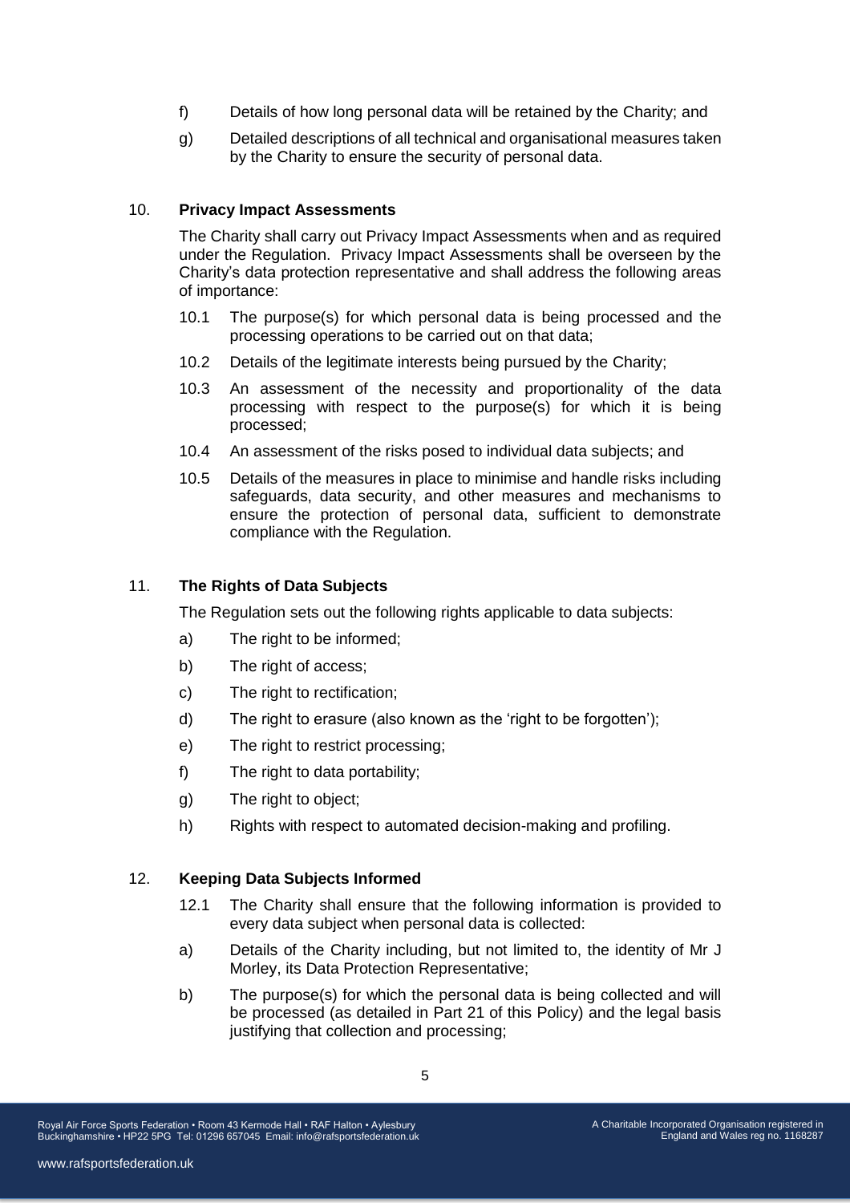f) Details of how long personal data will be retained by the Charity; and

g) Detailed descriptions of all technical and organisational measures taken by the Charity to ensure the security of personal data.

## 10. **Privacy Impact Assessments**

The Charity shall carry out Privacy Impact Assessments when and as required under the Regulation. Privacy Impact Assessments shall be overseen by the Charity's data protection representative and shall address the following areas of importance:

10.1 The purpose(s) for which personal data is being processed and the processing operations to be carried out on that data;

10.2 Details of the legitimate interests being pursued by the Charity;

10.3 An assessment of the necessity and proportionality of the data processing with respect to the purpose(s) for which it is being processed;

10.4 An assessment of the risks posed to individual data subjects; and

10.5 Details of the measures in place to minimise and handle risks including safeguards, data security, and other measures and mechanisms to ensure the protection of personal data, sufficient to demonstrate compliance with the Regulation.

## 11. **The Rights of Data Subjects**

The Regulation sets out the following rights applicable to data subjects:

a) The right to be informed;

b) The right of access;

c) The right to rectification;

d) The right to erasure (also known as the 'right to be forgotten');

e) The right to restrict processing;

f) The right to data portability;

g) The right to object;

h) Rights with respect to automated decision-making and profiling.

## 12. **Keeping Data Subjects Informed**

12.1 The Charity shall ensure that the following information is provided to every data subject when personal data is collected:

a) Details of the Charity including, but not limited to, the identity of Mr J Morley, its Data Protection Representative;

b) The purpose(s) for which the personal data is being collected and will be processed (as detailed in Part 21 of this Policy) and the legal basis justifying that collection and processing;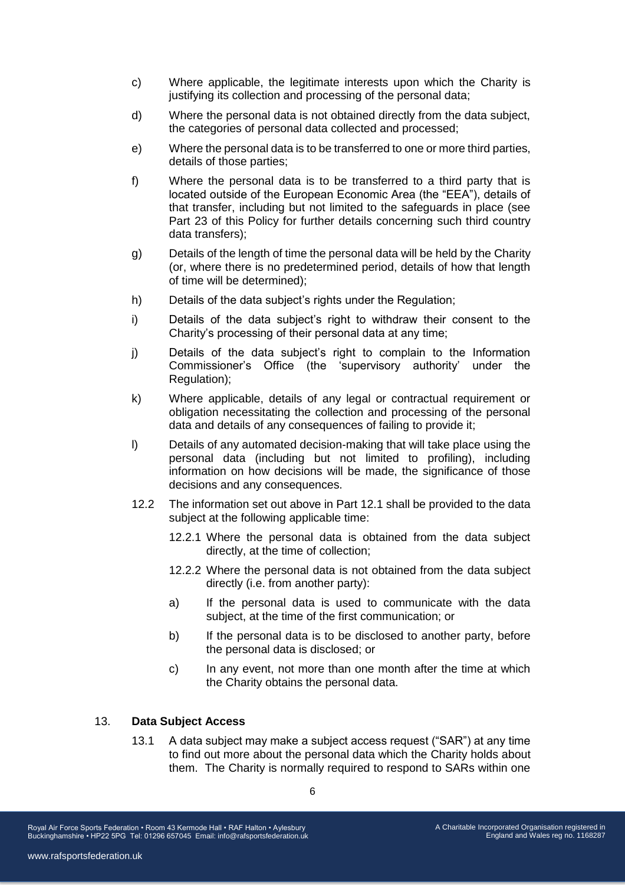c) Where applicable, the legitimate interests upon which the Charity is justifying its collection and processing of the personal data;

d) Where the personal data is not obtained directly from the data subject, the categories of personal data collected and processed;

e) Where the personal data is to be transferred to one or more third parties, details of those parties;

f) Where the personal data is to be transferred to a third party that is located outside of the European Economic Area (the "EEA"), details of that transfer, including but not limited to the safeguards in place (see Part 23 of this Policy for further details concerning such third country data transfers);

g) Details of the length of time the personal data will be held by the Charity (or, where there is no predetermined period, details of how that length of time will be determined);

h) Details of the data subject's rights under the Regulation;

i) Details of the data subject's right to withdraw their consent to the Charity's processing of their personal data at any time;

j) Details of the data subject's right to complain to the Information Commissioner's Office (the 'supervisory authority' under the Regulation);

k) Where applicable, details of any legal or contractual requirement or obligation necessitating the collection and processing of the personal data and details of any consequences of failing to provide it;

l) Details of any automated decision-making that will take place using the personal data (including but not limited to profiling), including information on how decisions will be made, the significance of those decisions and any consequences.

12.2 The information set out above in Part 12.1 shall be provided to the data subject at the following applicable time:

12.2.1 Where the personal data is obtained from the data subject directly, at the time of collection;

12.2.2 Where the personal data is not obtained from the data subject directly (i.e. from another party):

a) If the personal data is used to communicate with the data subject, at the time of the first communication; or

b) If the personal data is to be disclosed to another party, before the personal data is disclosed; or

c) In any event, not more than one month after the time at which the Charity obtains the personal data.

## 13. **Data Subject Access**

13.1 A data subject may make a subject access request ("SAR") at any time to find out more about the personal data which the Charity holds about them. The Charity is normally required to respond to SARs within one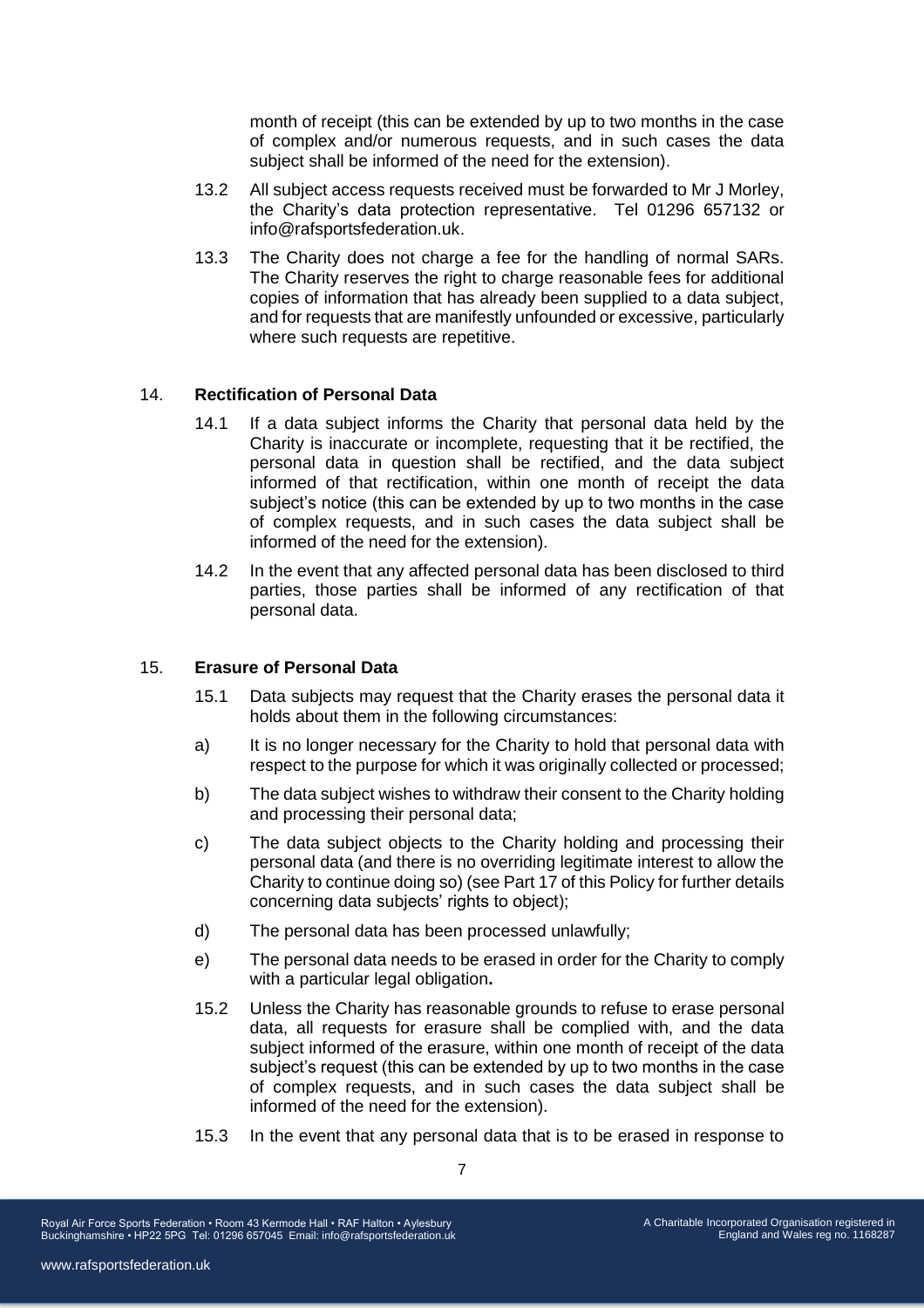month of receipt (this can be extended by up to two months in the case of complex and/or numerous requests, and in such cases the data subject shall be informed of the need for the extension).

13.2 All subject access requests received must be forwarded to Mr J Morley, the Charity's data protection representative. Tel 01296 657132 or info@rafsportsfederation.uk.

13.3 The Charity does not charge a fee for the handling of normal SARs. The Charity reserves the right to charge reasonable fees for additional copies of information that has already been supplied to a data subject, and for requests that are manifestly unfounded or excessive, particularly where such requests are repetitive.

## 14. **Rectification of Personal Data**

14.1 If a data subject informs the Charity that personal data held by the Charity is inaccurate or incomplete, requesting that it be rectified, the personal data in question shall be rectified, and the data subject informed of that rectification, within one month of receipt the data subject's notice (this can be extended by up to two months in the case of complex requests, and in such cases the data subject shall be informed of the need for the extension).

14.2 In the event that any affected personal data has been disclosed to third parties, those parties shall be informed of any rectification of that personal data.

## 15. **Erasure of Personal Data**

15.1 Data subjects may request that the Charity erases the personal data it holds about them in the following circumstances:

a) It is no longer necessary for the Charity to hold that personal data with respect to the purpose for which it was originally collected or processed;

b) The data subject wishes to withdraw their consent to the Charity holding and processing their personal data;

c) The data subject objects to the Charity holding and processing their personal data (and there is no overriding legitimate interest to allow the Charity to continue doing so) (see Part 17 of this Policy for further details concerning data subjects' rights to object);

d) The personal data has been processed unlawfully;

e) The personal data needs to be erased in order for the Charity to comply with a particular legal obligation**.**

15.2 Unless the Charity has reasonable grounds to refuse to erase personal data, all requests for erasure shall be complied with, and the data subject informed of the erasure, within one month of receipt of the data subject's request (this can be extended by up to two months in the case of complex requests, and in such cases the data subject shall be informed of the need for the extension).

15.3 In the event that any personal data that is to be erased in response to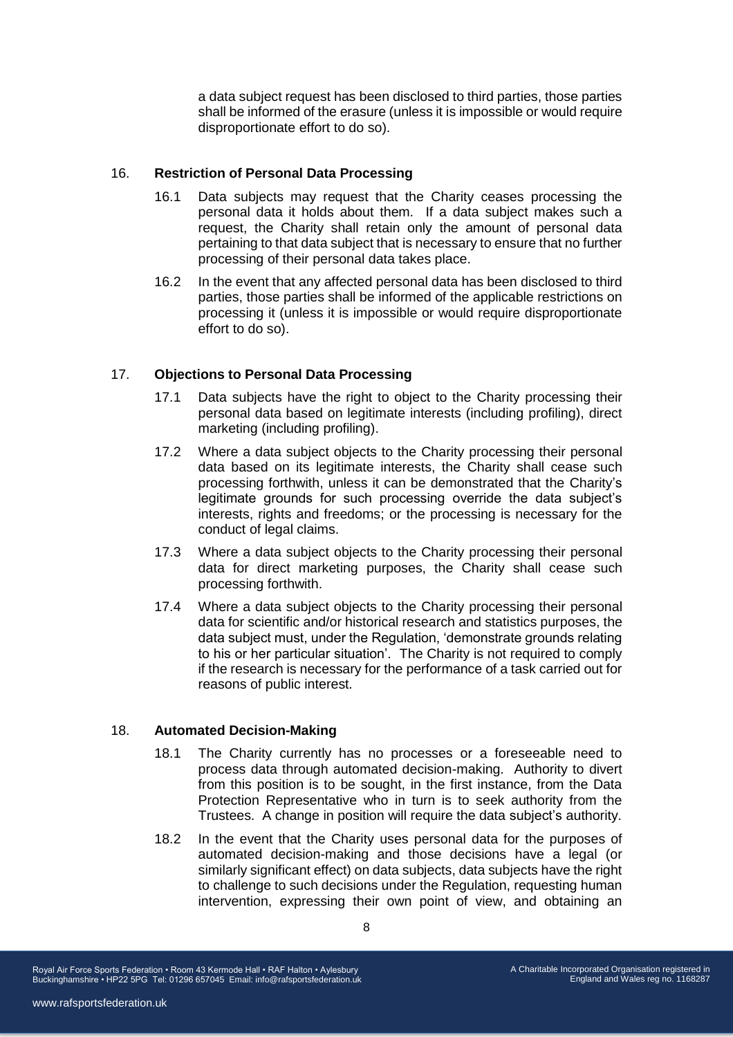a data subject request has been disclosed to third parties, those parties shall be informed of the erasure (unless it is impossible or would require disproportionate effort to do so).

16. **Restriction of Personal Data Processing**

16.1 Data subjects may request that the Charity ceases processing the personal data it holds about them. If a data subject makes such a request, the Charity shall retain only the amount of personal data pertaining to that data subject that is necessary to ensure that no further processing of their personal data takes place.

16.2 In the event that any affected personal data has been disclosed to third parties, those parties shall be informed of the applicable restrictions on processing it (unless it is impossible or would require disproportionate effort to do so).

17. **Objections to Personal Data Processing**

17.1 Data subjects have the right to object to the Charity processing their personal data based on legitimate interests (including profiling), direct marketing (including profiling).

17.2 Where a data subject objects to the Charity processing their personal data based on its legitimate interests, the Charity shall cease such processing forthwith, unless it can be demonstrated that the Charity's legitimate grounds for such processing override the data subject's interests, rights and freedoms; or the processing is necessary for the conduct of legal claims.

17.3 Where a data subject objects to the Charity processing their personal data for direct marketing purposes, the Charity shall cease such processing forthwith.

17.4 Where a data subject objects to the Charity processing their personal data for scientific and/or historical research and statistics purposes, the data subject must, under the Regulation, 'demonstrate grounds relating to his or her particular situation'. The Charity is not required to comply if the research is necessary for the performance of a task carried out for reasons of public interest.

18. **Automated Decision-Making**

18.1 The Charity currently has no processes or a foreseeable need to process data through automated decision-making. Authority to divert from this position is to be sought, in the first instance, from the Data Protection Representative who in turn is to seek authority from the Trustees. A change in position will require the data subject's authority.

18.2 In the event that the Charity uses personal data for the purposes of automated decision-making and those decisions have a legal (or similarly significant effect) on data subjects, data subjects have the right to challenge to such decisions under the Regulation, requesting human intervention, expressing their own point of view, and obtaining an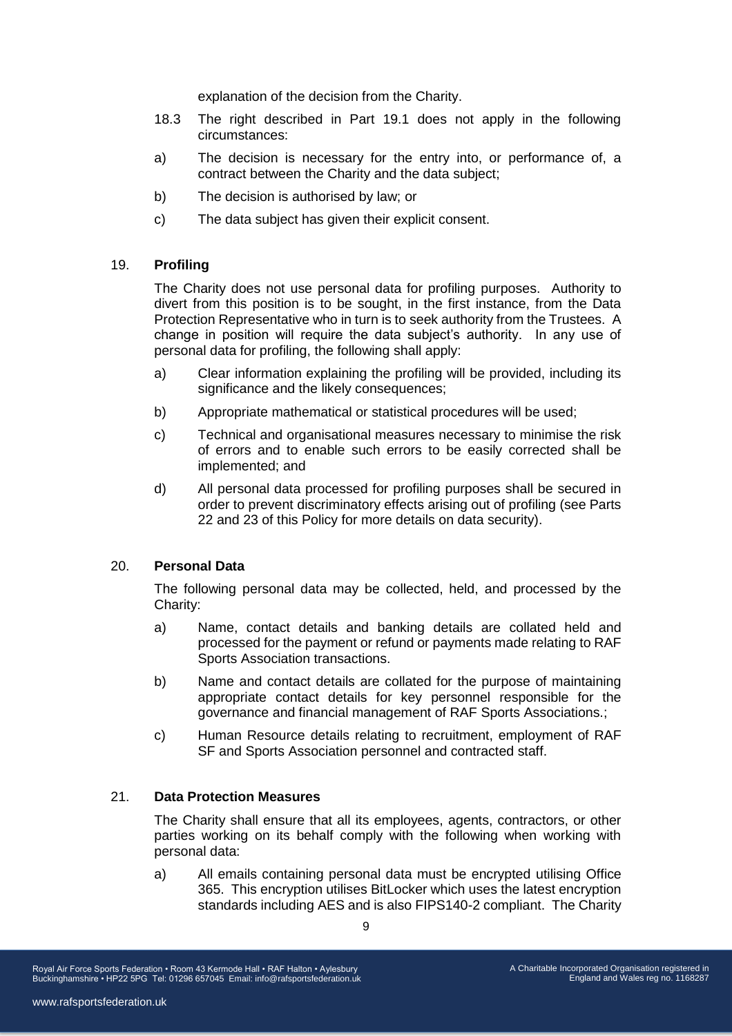explanation of the decision from the Charity.

18.3 The right described in Part 19.1 does not apply in the following circumstances:

a) The decision is necessary for the entry into, or performance of, a contract between the Charity and the data subject;

b) The decision is authorised by law; or

c) The data subject has given their explicit consent.

19. **Profiling**

The Charity does not use personal data for profiling purposes. Authority to divert from this position is to be sought, in the first instance, from the Data Protection Representative who in turn is to seek authority from the Trustees. A change in position will require the data subject's authority. In any use of personal data for profiling, the following shall apply:

a) Clear information explaining the profiling will be provided, including its significance and the likely consequences;

b) Appropriate mathematical or statistical procedures will be used;

c) Technical and organisational measures necessary to minimise the risk of errors and to enable such errors to be easily corrected shall be implemented; and

d) All personal data processed for profiling purposes shall be secured in order to prevent discriminatory effects arising out of profiling (see Parts 22 and 23 of this Policy for more details on data security).

20. **Personal Data**

The following personal data may be collected, held, and processed by the Charity:

a) Name, contact details and banking details are collated held and processed for the payment or refund or payments made relating to RAF Sports Association transactions.

b) Name and contact details are collated for the purpose of maintaining appropriate contact details for key personnel responsible for the governance and financial management of RAF Sports Associations.;

c) Human Resource details relating to recruitment, employment of RAF SF and Sports Association personnel and contracted staff.

21. **Data Protection Measures**

The Charity shall ensure that all its employees, agents, contractors, or other parties working on its behalf comply with the following when working with personal data:

a) All emails containing personal data must be encrypted utilising Office 365. This encryption utilises BitLocker which uses the latest encryption standards including AES and is also FIPS140-2 compliant. The Charity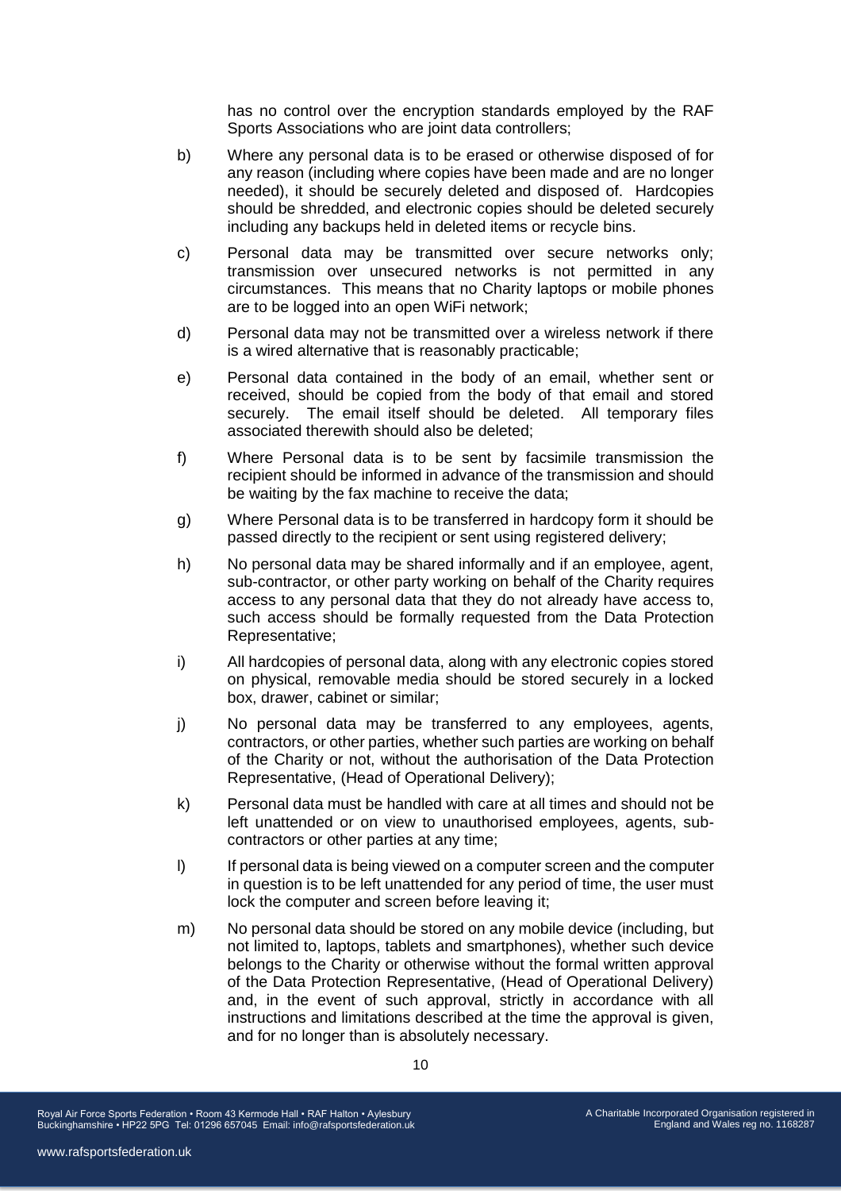has no control over the encryption standards employed by the RAF Sports Associations who are joint data controllers;

b) Where any personal data is to be erased or otherwise disposed of for any reason (including where copies have been made and are no longer needed), it should be securely deleted and disposed of. Hardcopies should be shredded, and electronic copies should be deleted securely including any backups held in deleted items or recycle bins.

c) Personal data may be transmitted over secure networks only; transmission over unsecured networks is not permitted in any circumstances. This means that no Charity laptops or mobile phones are to be logged into an open WiFi network;

d) Personal data may not be transmitted over a wireless network if there is a wired alternative that is reasonably practicable;

e) Personal data contained in the body of an email, whether sent or received, should be copied from the body of that email and stored securely. The email itself should be deleted. All temporary files associated therewith should also be deleted;

f) Where Personal data is to be sent by facsimile transmission the recipient should be informed in advance of the transmission and should be waiting by the fax machine to receive the data;

g) Where Personal data is to be transferred in hardcopy form it should be passed directly to the recipient or sent using registered delivery;

h) No personal data may be shared informally and if an employee, agent, sub-contractor, or other party working on behalf of the Charity requires access to any personal data that they do not already have access to, such access should be formally requested from the Data Protection Representative;

i) All hardcopies of personal data, along with any electronic copies stored on physical, removable media should be stored securely in a locked box, drawer, cabinet or similar;

j) No personal data may be transferred to any employees, agents, contractors, or other parties, whether such parties are working on behalf of the Charity or not, without the authorisation of the Data Protection Representative, (Head of Operational Delivery);

k) Personal data must be handled with care at all times and should not be left unattended or on view to unauthorised employees, agents, sub-contractors or other parties at any time;

l) If personal data is being viewed on a computer screen and the computer in question is to be left unattended for any period of time, the user must lock the computer and screen before leaving it;

m) No personal data should be stored on any mobile device (including, but not limited to, laptops, tablets and smartphones), whether such device belongs to the Charity or otherwise without the formal written approval of the Data Protection Representative, (Head of Operational Delivery) and, in the event of such approval, strictly in accordance with all instructions and limitations described at the time the approval is given, and for no longer than is absolutely necessary.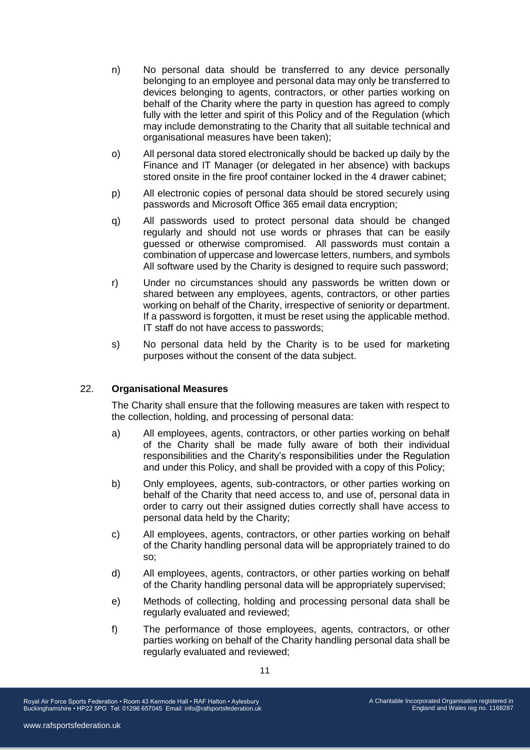n) No personal data should be transferred to any device personally belonging to an employee and personal data may only be transferred to devices belonging to agents, contractors, or other parties working on behalf of the Charity where the party in question has agreed to comply fully with the letter and spirit of this Policy and of the Regulation (which may include demonstrating to the Charity that all suitable technical and organisational measures have been taken);

o) All personal data stored electronically should be backed up daily by the Finance and IT Manager (or delegated in her absence) with backups stored onsite in the fire proof container locked in the 4 drawer cabinet;

p) All electronic copies of personal data should be stored securely using passwords and Microsoft Office 365 email data encryption;

q) All passwords used to protect personal data should be changed regularly and should not use words or phrases that can be easily guessed or otherwise compromised. All passwords must contain a combination of uppercase and lowercase letters, numbers, and symbols All software used by the Charity is designed to require such password;

r) Under no circumstances should any passwords be written down or shared between any employees, agents, contractors, or other parties working on behalf of the Charity, irrespective of seniority or department. If a password is forgotten, it must be reset using the applicable method. IT staff do not have access to passwords;

s) No personal data held by the Charity is to be used for marketing purposes without the consent of the data subject.

## 22. **Organisational Measures**

The Charity shall ensure that the following measures are taken with respect to the collection, holding, and processing of personal data:

a) All employees, agents, contractors, or other parties working on behalf of the Charity shall be made fully aware of both their individual responsibilities and the Charity's responsibilities under the Regulation and under this Policy, and shall be provided with a copy of this Policy;

b) Only employees, agents, sub-contractors, or other parties working on behalf of the Charity that need access to, and use of, personal data in order to carry out their assigned duties correctly shall have access to personal data held by the Charity;

c) All employees, agents, contractors, or other parties working on behalf of the Charity handling personal data will be appropriately trained to do so;

d) All employees, agents, contractors, or other parties working on behalf of the Charity handling personal data will be appropriately supervised;

e) Methods of collecting, holding and processing personal data shall be regularly evaluated and reviewed;

f) The performance of those employees, agents, contractors, or other parties working on behalf of the Charity handling personal data shall be regularly evaluated and reviewed;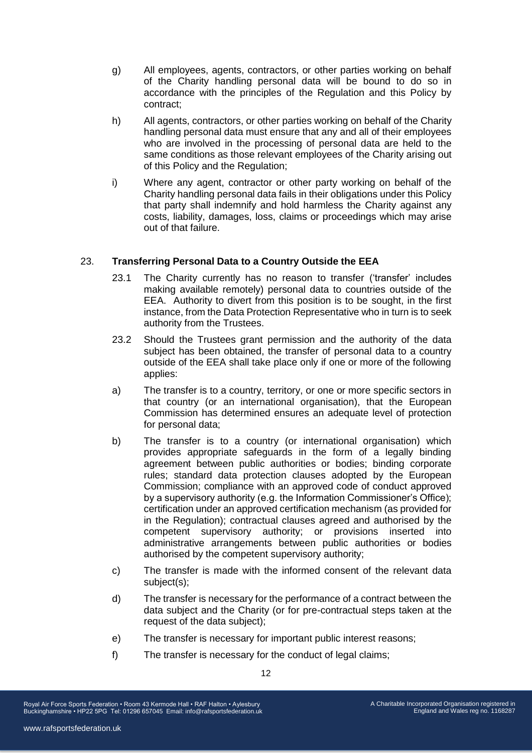g) All employees, agents, contractors, or other parties working on behalf of the Charity handling personal data will be bound to do so in accordance with the principles of the Regulation and this Policy by contract;

h) All agents, contractors, or other parties working on behalf of the Charity handling personal data must ensure that any and all of their employees who are involved in the processing of personal data are held to the same conditions as those relevant employees of the Charity arising out of this Policy and the Regulation;

i) Where any agent, contractor or other party working on behalf of the Charity handling personal data fails in their obligations under this Policy that party shall indemnify and hold harmless the Charity against any costs, liability, damages, loss, claims or proceedings which may arise out of that failure.

## 23. **Transferring Personal Data to a Country Outside the EEA**

23.1 The Charity currently has no reason to transfer ('transfer' includes making available remotely) personal data to countries outside of the EEA. Authority to divert from this position is to be sought, in the first instance, from the Data Protection Representative who in turn is to seek authority from the Trustees.

23.2 Should the Trustees grant permission and the authority of the data subject has been obtained, the transfer of personal data to a country outside of the EEA shall take place only if one or more of the following applies:

a) The transfer is to a country, territory, or one or more specific sectors in that country (or an international organisation), that the European Commission has determined ensures an adequate level of protection for personal data;

b) The transfer is to a country (or international organisation) which provides appropriate safeguards in the form of a legally binding agreement between public authorities or bodies; binding corporate rules; standard data protection clauses adopted by the European Commission; compliance with an approved code of conduct approved by a supervisory authority (e.g. the Information Commissioner's Office); certification under an approved certification mechanism (as provided for in the Regulation); contractual clauses agreed and authorised by the competent supervisory authority; or provisions inserted into administrative arrangements between public authorities or bodies authorised by the competent supervisory authority;

c) The transfer is made with the informed consent of the relevant data subject(s);

d) The transfer is necessary for the performance of a contract between the data subject and the Charity (or for pre-contractual steps taken at the request of the data subject);

e) The transfer is necessary for important public interest reasons;

f) The transfer is necessary for the conduct of legal claims;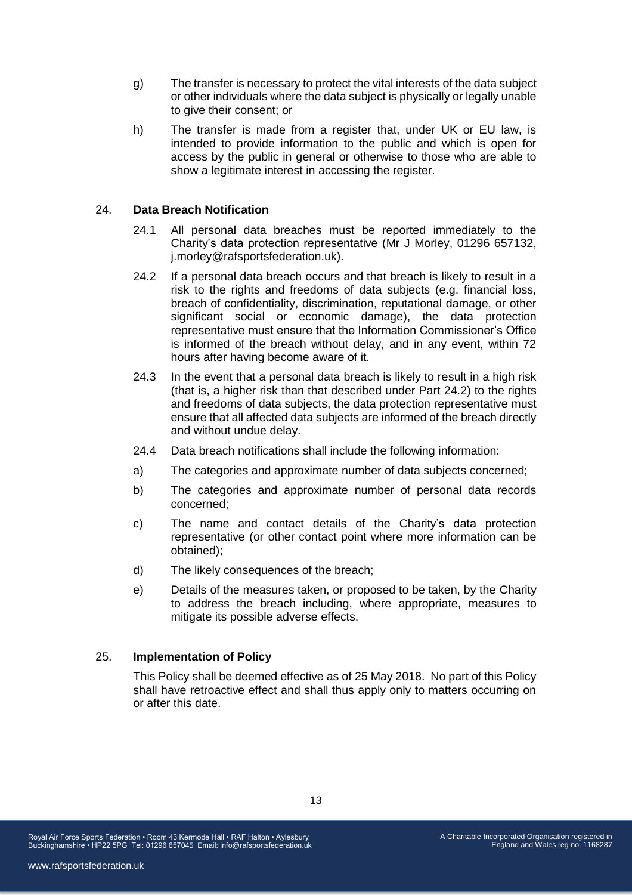g) The transfer is necessary to protect the vital interests of the data subject or other individuals where the data subject is physically or legally unable to give their consent; or

h) The transfer is made from a register that, under UK or EU law, is intended to provide information to the public and which is open for access by the public in general or otherwise to those who are able to show a legitimate interest in accessing the register.

## 24. Data Breach Notification

24.1 All personal data breaches must be reported immediately to the Charity's data protection representative (Mr J Morley, 01296 657132, j.morley@rafsportsfederation.uk).

24.2 If a personal data breach occurs and that breach is likely to result in a risk to the rights and freedoms of data subjects (e.g. financial loss, breach of confidentiality, discrimination, reputational damage, or other significant social or economic damage), the data protection representative must ensure that the Information Commissioner's Office is informed of the breach without delay, and in any event, within 72 hours after having become aware of it.

24.3 In the event that a personal data breach is likely to result in a high risk (that is, a higher risk than that described under Part 24.2) to the rights and freedoms of data subjects, the data protection representative must ensure that all affected data subjects are informed of the breach directly and without undue delay.

24.4 Data breach notifications shall include the following information:

a) The categories and approximate number of data subjects concerned;

b) The categories and approximate number of personal data records concerned;

c) The name and contact details of the Charity's data protection representative (or other contact point where more information can be obtained);

d) The likely consequences of the breach;

e) Details of the measures taken, or proposed to be taken, by the Charity to address the breach including, where appropriate, measures to mitigate its possible adverse effects.

## 25. Implementation of Policy

This Policy shall be deemed effective as of 25 May 2018. No part of this Policy shall have retroactive effect and shall thus apply only to matters occurring on or after this date.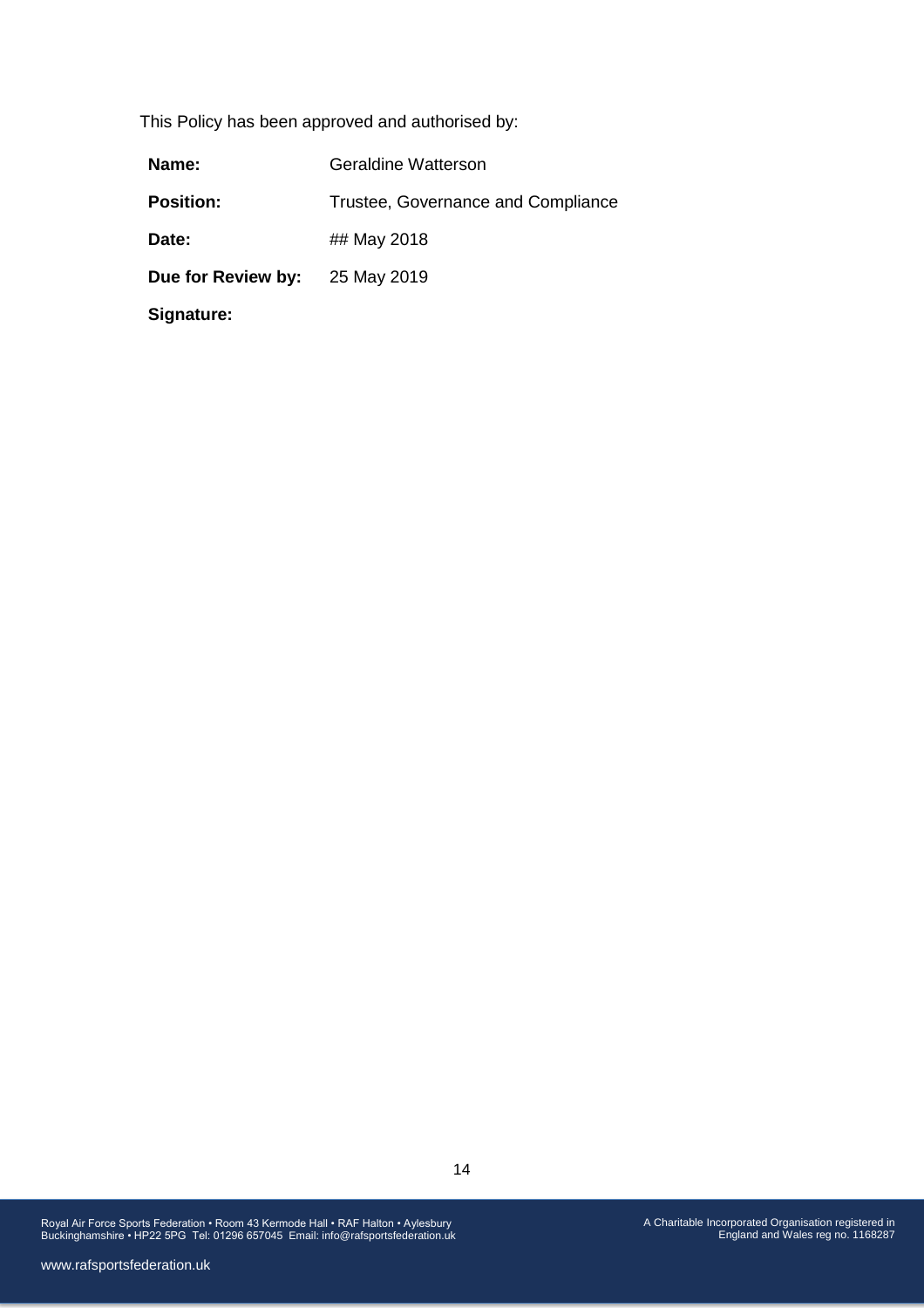This Policy has been approved and authorised by:

| | |
|---|---|
| **Name:** | Geraldine Watterson |
| **Position:** | Trustee, Governance and Compliance |
| **Date:** | ## May 2018 |
| **Due for Review by:** | 25 May 2019 |
| **Signature:** | |